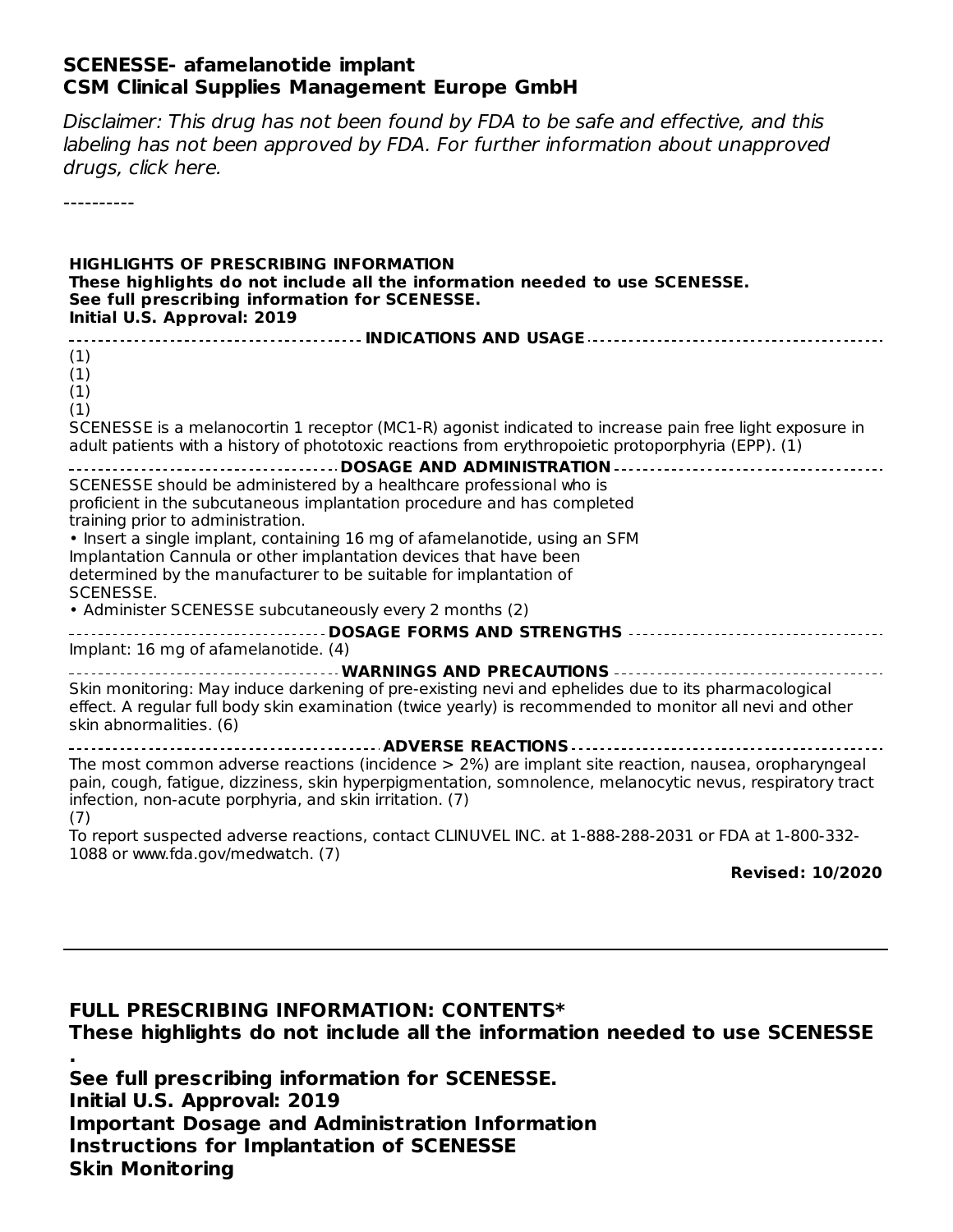# SCENESSE- afamelanotide implant
## CSM Clinical Supplies Management Europe GmbH

*Disclaimer: This drug has not been found by FDA to be safe and effective, and this labeling has not been approved by FDA. For further information about unapproved drugs, click here.*

----------

**HIGHLIGHTS OF PRESCRIBING INFORMATION**
**These highlights do not include all the information needed to use SCENESSE.**
**See full prescribing information for SCENESSE.**
**Initial U.S. Approval: 2019**

**INDICATIONS AND USAGE**

(1)
(1)
(1)
(1)
SCENESSE is a melanocortin 1 receptor (MC1-R) agonist indicated to increase pain free light exposure in adult patients with a history of phototoxic reactions from erythropoietic protoporphyria (EPP). (1)

**DOSAGE AND ADMINISTRATION**

SCENESSE should be administered by a healthcare professional who is proficient in the subcutaneous implantation procedure and has completed training prior to administration.

- Insert a single implant, containing 16 mg of afamelanotide, using an SFM Implantation Cannula or other implantation devices that have been determined by the manufacturer to be suitable for implantation of SCENESSE.
- Administer SCENESSE subcutaneously every 2 months (2)

**DOSAGE FORMS AND STRENGTHS**

Implant: 16 mg of afamelanotide. (4)

**WARNINGS AND PRECAUTIONS**

Skin monitoring: May induce darkening of pre-existing nevi and ephelides due to its pharmacological effect. A regular full body skin examination (twice yearly) is recommended to monitor all nevi and other skin abnormalities. (6)

**ADVERSE REACTIONS**

The most common adverse reactions (incidence > 2%) are implant site reaction, nausea, oropharyngeal pain, cough, fatigue, dizziness, skin hyperpigmentation, somnolence, melanocytic nevus, respiratory tract infection, non-acute porphyria, and skin irritation. (7)
(7)
To report suspected adverse reactions, contact CLINUVEL INC. at 1-888-288-2031 or FDA at 1-800-332-1088 or www.fda.gov/medwatch. (7)

**Revised: 10/2020**

---

**FULL PRESCRIBING INFORMATION: CONTENTS***
**These highlights do not include all the information needed to use SCENESSE .**
**See full prescribing information for SCENESSE.**
**Initial U.S. Approval: 2019**
**Important Dosage and Administration Information**
**Instructions for Implantation of SCENESSE**
**Skin Monitoring**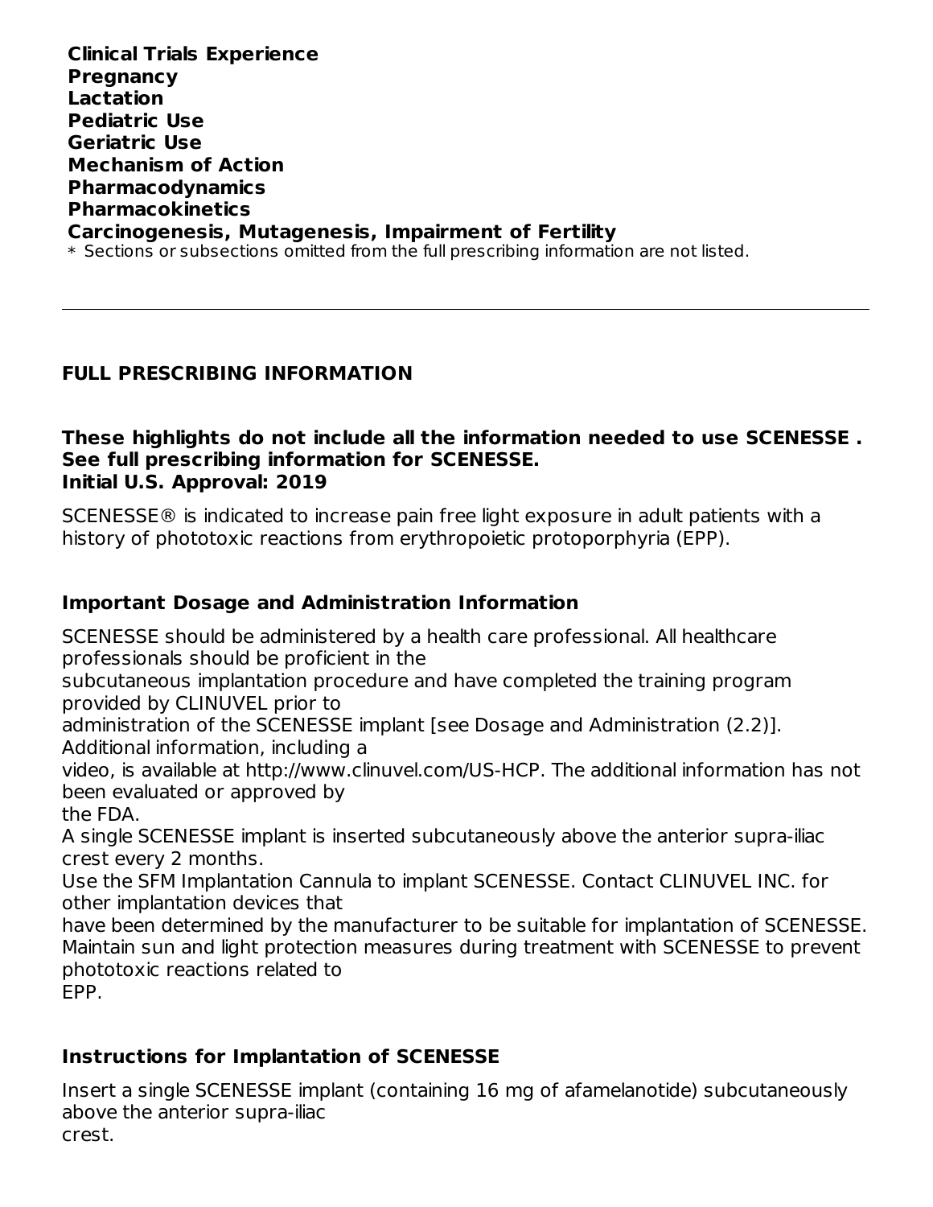**Clinical Trials Experience**
**Pregnancy**
**Lactation**
**Pediatric Use**
**Geriatric Use**
**Mechanism of Action**
**Pharmacodynamics**
**Pharmacokinetics**
**Carcinogenesis, Mutagenesis, Impairment of Fertility**

\* Sections or subsections omitted from the full prescribing information are not listed.

---

# FULL PRESCRIBING INFORMATION

**These highlights do not include all the information needed to use SCENESSE . See full prescribing information for SCENESSE.**
**Initial U.S. Approval: 2019**

SCENESSE® is indicated to increase pain free light exposure in adult patients with a history of phototoxic reactions from erythropoietic protoporphyria (EPP).

## Important Dosage and Administration Information

SCENESSE should be administered by a health care professional. All healthcare professionals should be proficient in the subcutaneous implantation procedure and have completed the training program provided by CLINUVEL prior to administration of the SCENESSE implant [see Dosage and Administration (2.2)]. Additional information, including a video, is available at http://www.clinuvel.com/US-HCP. The additional information has not been evaluated or approved by the FDA.

A single SCENESSE implant is inserted subcutaneously above the anterior supra-iliac crest every 2 months.

Use the SFM Implantation Cannula to implant SCENESSE. Contact CLINUVEL INC. for other implantation devices that have been determined by the manufacturer to be suitable for implantation of SCENESSE.

Maintain sun and light protection measures during treatment with SCENESSE to prevent phototoxic reactions related to EPP.

## Instructions for Implantation of SCENESSE

Insert a single SCENESSE implant (containing 16 mg of afamelanotide) subcutaneously above the anterior supra-iliac crest.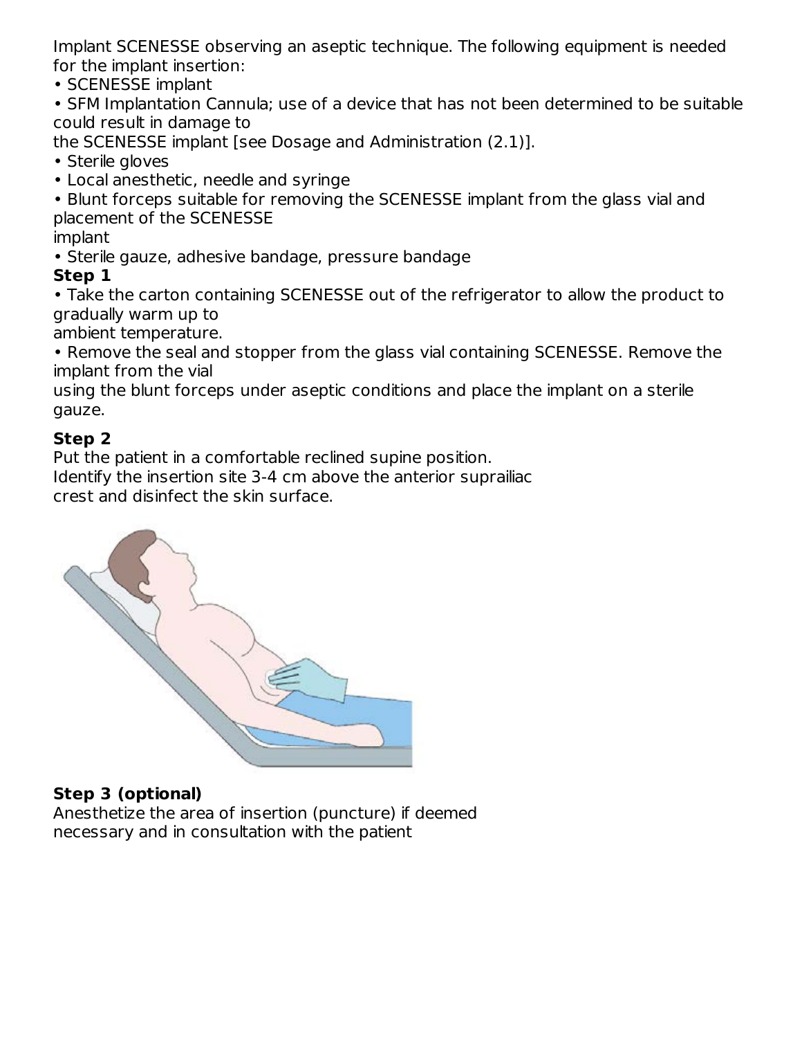Implant SCENESSE observing an aseptic technique. The following equipment is needed for the implant insertion:

- SCENESSE implant
- SFM Implantation Cannula; use of a device that has not been determined to be suitable could result in damage to the SCENESSE implant [see Dosage and Administration (2.1)].
- Sterile gloves
- Local anesthetic, needle and syringe
- Blunt forceps suitable for removing the SCENESSE implant from the glass vial and placement of the SCENESSE implant
- Sterile gauze, adhesive bandage, pressure bandage

**Step 1**

- Take the carton containing SCENESSE out of the refrigerator to allow the product to gradually warm up to ambient temperature.
- Remove the seal and stopper from the glass vial containing SCENESSE. Remove the implant from the vial using the blunt forceps under aseptic conditions and place the implant on a sterile gauze.

**Step 2**

Put the patient in a comfortable reclined supine position. Identify the insertion site 3-4 cm above the anterior suprailiac crest and disinfect the skin surface.

**Step 3 (optional)**

Anesthetize the area of insertion (puncture) if deemed necessary and in consultation with the patient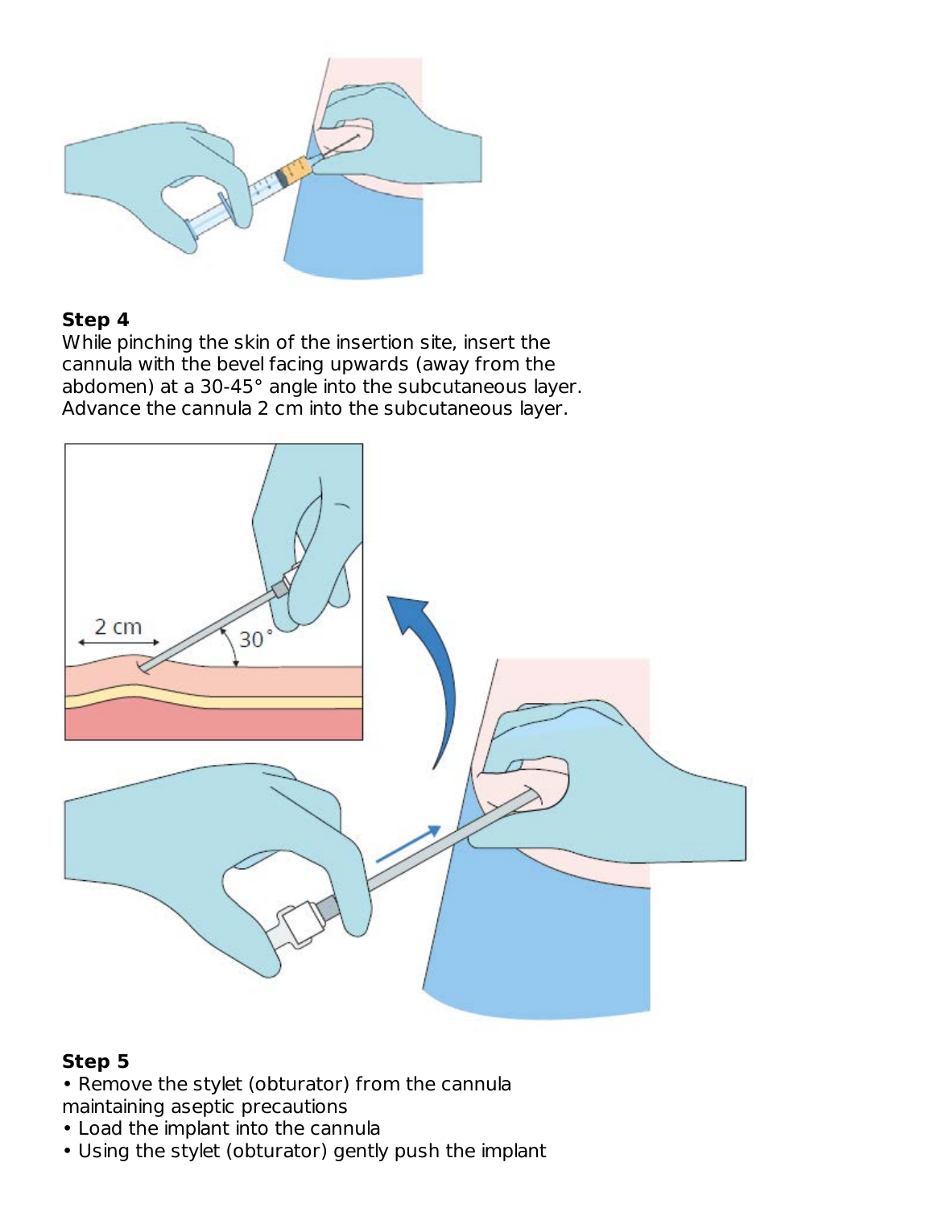**Step 4**
While pinching the skin of the insertion site, insert the cannula with the bevel facing upwards (away from the abdomen) at a 30-45° angle into the subcutaneous layer. Advance the cannula 2 cm into the subcutaneous layer.

**Step 5**

- Remove the stylet (obturator) from the cannula maintaining aseptic precautions
- Load the implant into the cannula
- Using the stylet (obturator) gently push the implant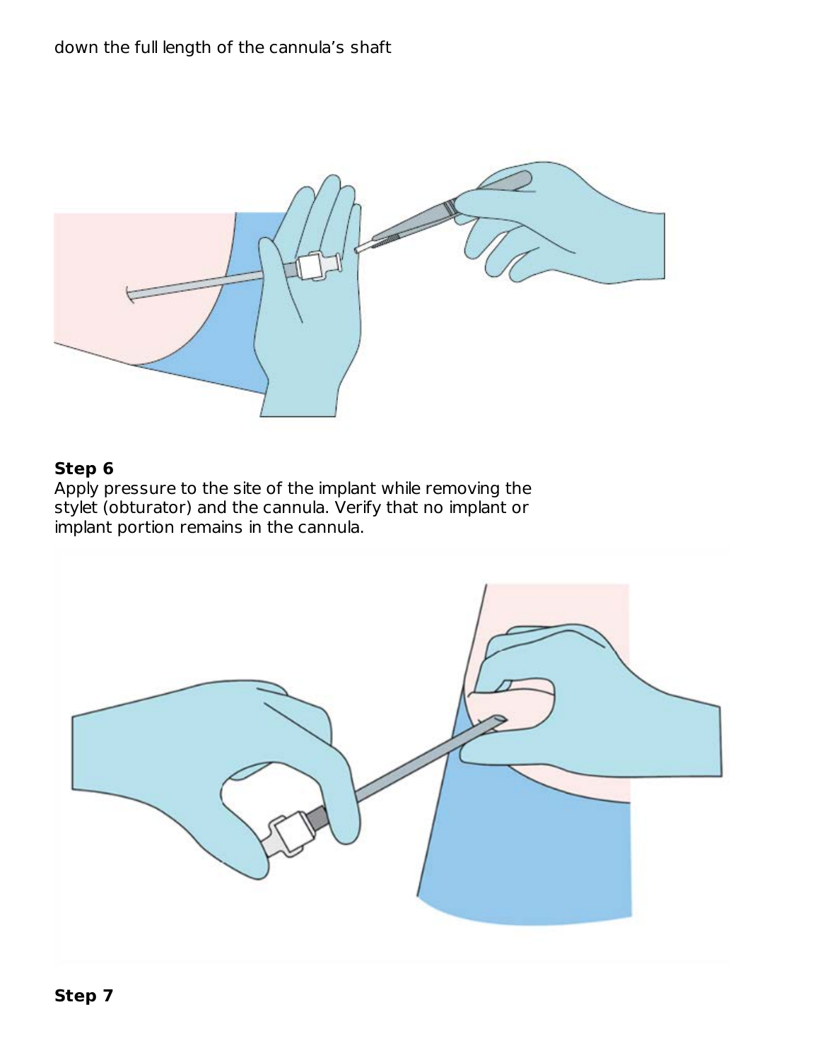down the full length of the cannula's shaft

**Step 6**

Apply pressure to the site of the implant while removing the stylet (obturator) and the cannula. Verify that no implant or implant portion remains in the cannula.

**Step 7**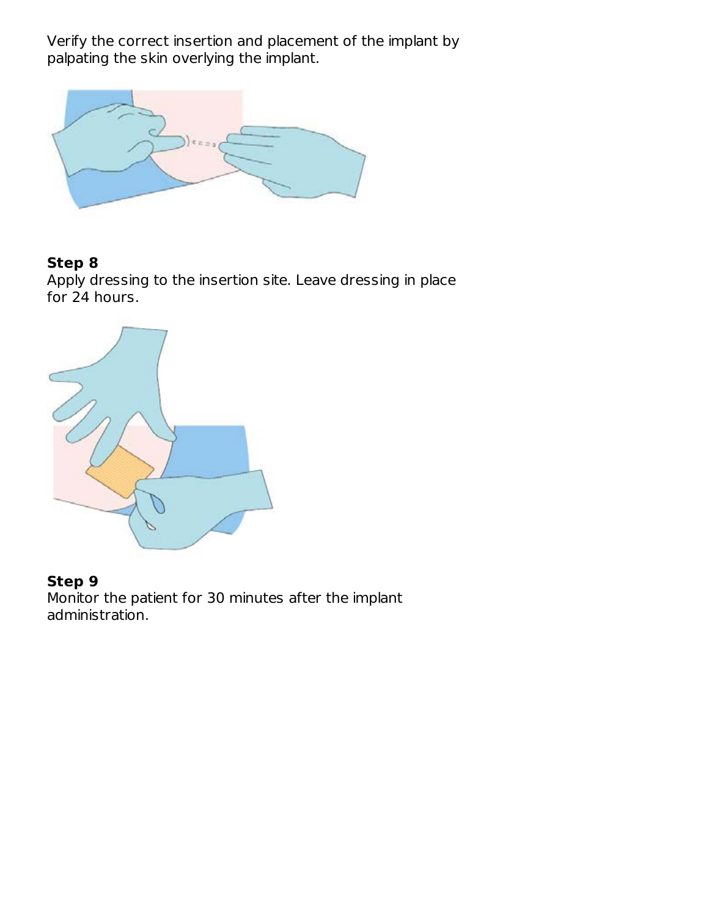Verify the correct insertion and placement of the implant by palpating the skin overlying the implant.

**Step 8**
Apply dressing to the insertion site. Leave dressing in place for 24 hours.

**Step 9**
Monitor the patient for 30 minutes after the implant administration.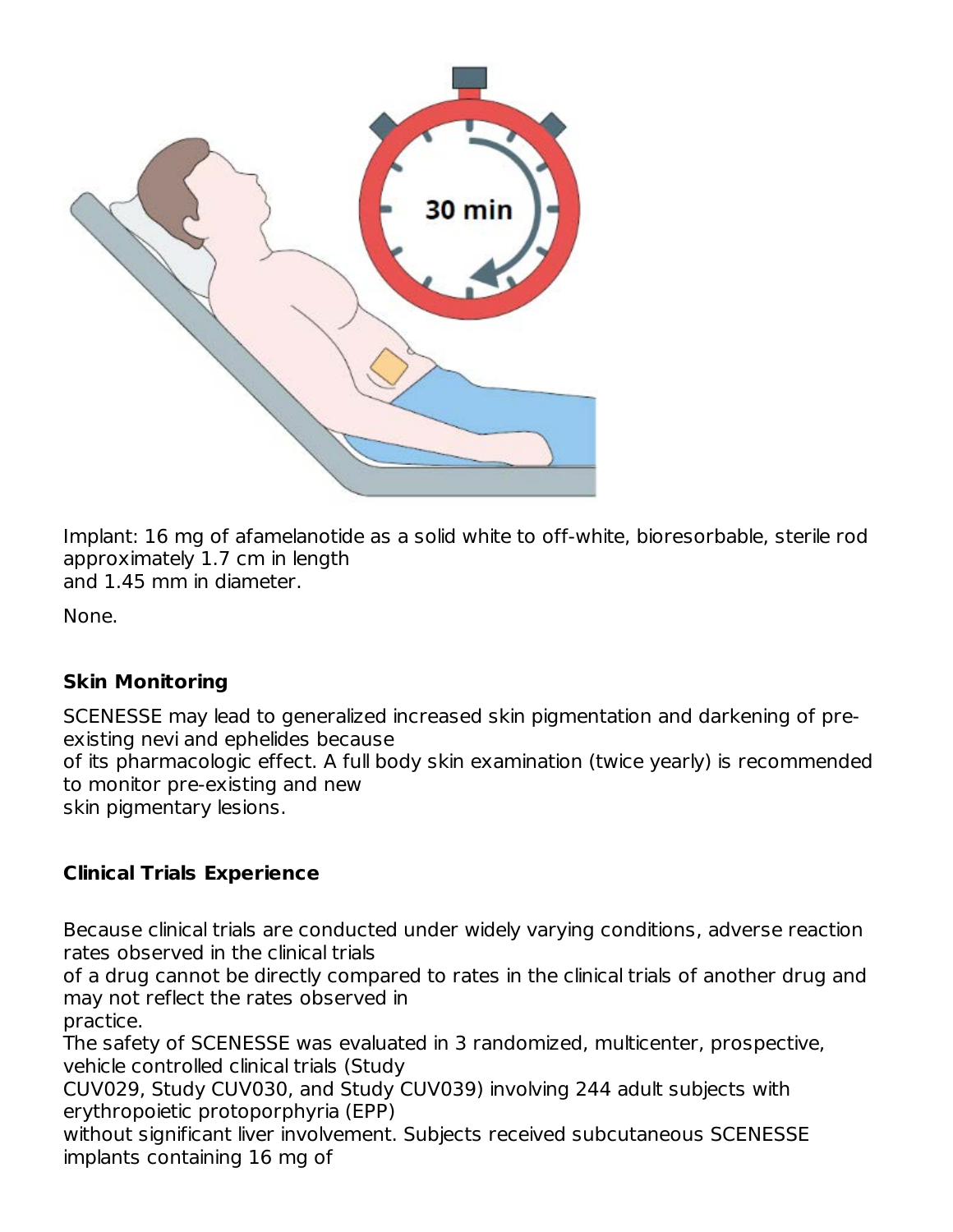Implant: 16 mg of afamelanotide as a solid white to off-white, bioresorbable, sterile rod approximately 1.7 cm in length and 1.45 mm in diameter.

None.

**Skin Monitoring**

SCENESSE may lead to generalized increased skin pigmentation and darkening of pre-existing nevi and ephelides because of its pharmacologic effect. A full body skin examination (twice yearly) is recommended to monitor pre-existing and new skin pigmentary lesions.

**Clinical Trials Experience**

Because clinical trials are conducted under widely varying conditions, adverse reaction rates observed in the clinical trials of a drug cannot be directly compared to rates in the clinical trials of another drug and may not reflect the rates observed in practice.
The safety of SCENESSE was evaluated in 3 randomized, multicenter, prospective, vehicle controlled clinical trials (Study CUV029, Study CUV030, and Study CUV039) involving 244 adult subjects with erythropoietic protoporphyria (EPP) without significant liver involvement. Subjects received subcutaneous SCENESSE implants containing 16 mg of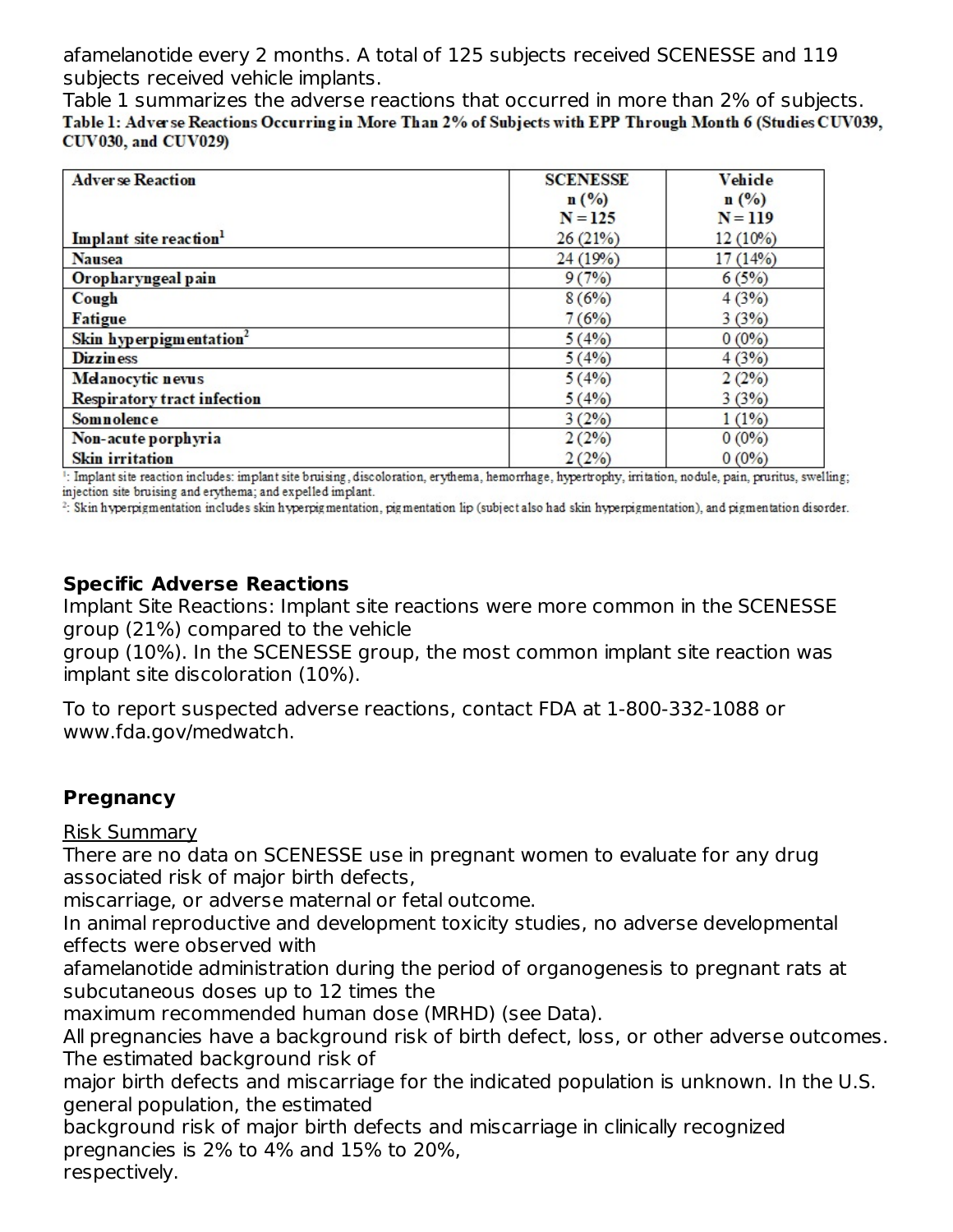afamelanotide every 2 months. A total of 125 subjects received SCENESSE and 119 subjects received vehicle implants.

Table 1 summarizes the adverse reactions that occurred in more than 2% of subjects.

**Table 1: Adverse Reactions Occurring in More Than 2% of Subjects with EPP Through Month 6 (Studies CUV039, CUV030, and CUV029)**

| Adverse Reaction | SCENESSE n (%) N = 125 | Vehicle n (%) N = 119 |
|---|---|---|
| Implant site reaction[1] | 26 (21%) | 12 (10%) |
| Nausea | 24 (19%) | 17 (14%) |
| Oropharyngeal pain | 9 (7%) | 6 (5%) |
| Cough | 8 (6%) | 4 (3%) |
| Fatigue | 7 (6%) | 3 (3%) |
| Skin hyperpigmentation[2] | 5 (4%) | 0 (0%) |
| Dizziness | 5 (4%) | 4 (3%) |
| Melanocytic nevus | 5 (4%) | 2 (2%) |
| Respiratory tract infection | 5 (4%) | 3 (3%) |
| Somnolence | 3 (2%) | 1 (1%) |
| Non-acute porphyria | 2 (2%) | 0 (0%) |
| Skin irritation | 2 (2%) | 0 (0%) |

[1]: Implant site reaction includes: implant site bruising, discoloration, erythema, hemorrhage, hypertrophy, irritation, nodule, pain, pruritus, swelling; injection site bruising and erythema; and expelled implant.

[2]: Skin hyperpigmentation includes skin hyperpigmentation, pigmentation lip (subject also had skin hyperpigmentation), and pigmentation disorder.

**Specific Adverse Reactions**

Implant Site Reactions: Implant site reactions were more common in the SCENESSE group (21%) compared to the vehicle group (10%). In the SCENESSE group, the most common implant site reaction was implant site discoloration (10%).

To to report suspected adverse reactions, contact FDA at 1-800-332-1088 or www.fda.gov/medwatch.

**Pregnancy**

Risk Summary

There are no data on SCENESSE use in pregnant women to evaluate for any drug associated risk of major birth defects, miscarriage, or adverse maternal or fetal outcome.

In animal reproductive and development toxicity studies, no adverse developmental effects were observed with afamelanotide administration during the period of organogenesis to pregnant rats at subcutaneous doses up to 12 times the maximum recommended human dose (MRHD) (see Data).

All pregnancies have a background risk of birth defect, loss, or other adverse outcomes. The estimated background risk of major birth defects and miscarriage for the indicated population is unknown. In the U.S. general population, the estimated background risk of major birth defects and miscarriage in clinically recognized pregnancies is 2% to 4% and 15% to 20%, respectively.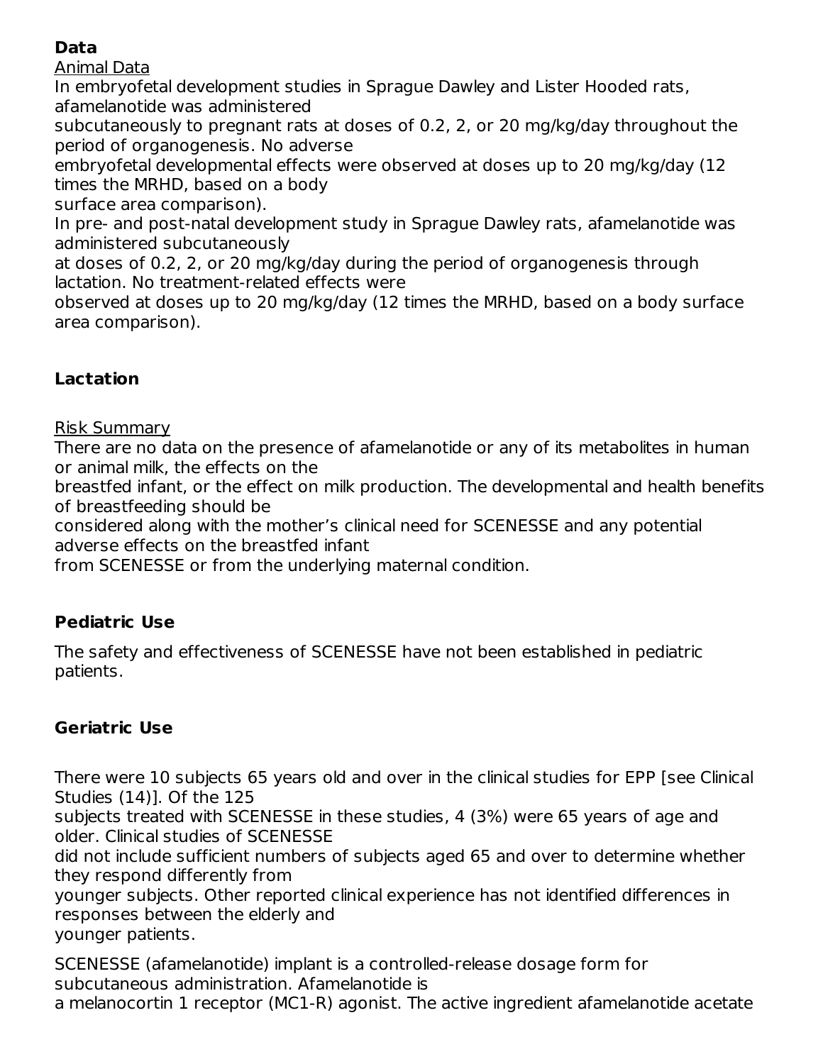**Data**

Animal Data

In embryofetal development studies in Sprague Dawley and Lister Hooded rats, afamelanotide was administered subcutaneously to pregnant rats at doses of 0.2, 2, or 20 mg/kg/day throughout the period of organogenesis. No adverse embryofetal developmental effects were observed at doses up to 20 mg/kg/day (12 times the MRHD, based on a body surface area comparison).

In pre- and post-natal development study in Sprague Dawley rats, afamelanotide was administered subcutaneously at doses of 0.2, 2, or 20 mg/kg/day during the period of organogenesis through lactation. No treatment-related effects were observed at doses up to 20 mg/kg/day (12 times the MRHD, based on a body surface area comparison).

**Lactation**

Risk Summary

There are no data on the presence of afamelanotide or any of its metabolites in human or animal milk, the effects on the breastfed infant, or the effect on milk production. The developmental and health benefits of breastfeeding should be considered along with the mother's clinical need for SCENESSE and any potential adverse effects on the breastfed infant from SCENESSE or from the underlying maternal condition.

**Pediatric Use**

The safety and effectiveness of SCENESSE have not been established in pediatric patients.

**Geriatric Use**

There were 10 subjects 65 years old and over in the clinical studies for EPP [see Clinical Studies (14)]. Of the 125 subjects treated with SCENESSE in these studies, 4 (3%) were 65 years of age and older. Clinical studies of SCENESSE did not include sufficient numbers of subjects aged 65 and over to determine whether they respond differently from younger subjects. Other reported clinical experience has not identified differences in responses between the elderly and younger patients.

SCENESSE (afamelanotide) implant is a controlled-release dosage form for subcutaneous administration. Afamelanotide is a melanocortin 1 receptor (MC1-R) agonist. The active ingredient afamelanotide acetate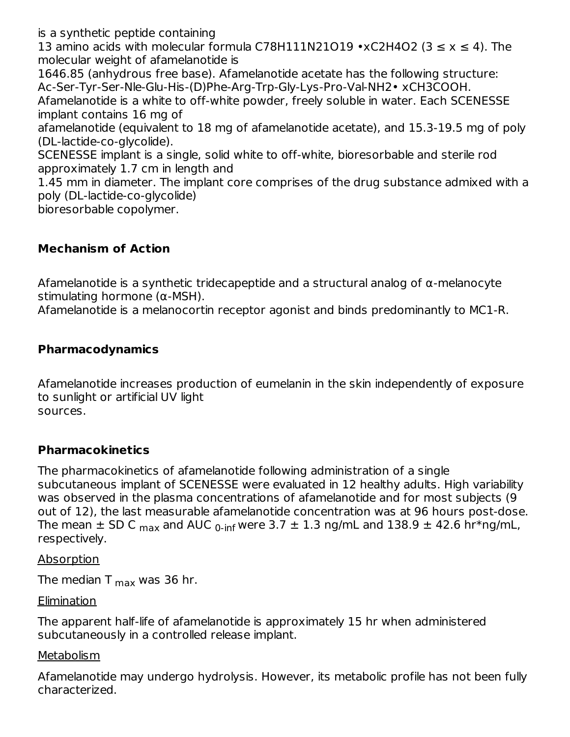is a synthetic peptide containing 13 amino acids with molecular formula $C_{78}H_{111}N_{21}O_{19} \cdot xC_2H_4O_2$ ($3 \leq x \leq 4$). The molecular weight of afamelanotide is 1646.85 (anhydrous free base). Afamelanotide acetate has the following structure: Ac-Ser-Tyr-Ser-Nle-Glu-His-(D)Phe-Arg-Trp-Gly-Lys-Pro-Val-$NH_2 \cdot xCH_3COOH$. Afamelanotide is a white to off-white powder, freely soluble in water. Each SCENESSE implant contains 16 mg of afamelanotide (equivalent to 18 mg of afamelanotide acetate), and 15.3-19.5 mg of poly (DL-lactide-co-glycolide).

SCENESSE implant is a single, solid white to off-white, bioresorbable and sterile rod approximately 1.7 cm in length and 1.45 mm in diameter. The implant core comprises of the drug substance admixed with a poly (DL-lactide-co-glycolide) bioresorbable copolymer.

## Mechanism of Action

Afamelanotide is a synthetic tridecapeptide and a structural analog of α-melanocyte stimulating hormone (α-MSH).

Afamelanotide is a melanocortin receptor agonist and binds predominantly to MC1-R.

## Pharmacodynamics

Afamelanotide increases production of eumelanin in the skin independently of exposure to sunlight or artificial UV light sources.

## Pharmacokinetics

The pharmacokinetics of afamelanotide following administration of a single subcutaneous implant of SCENESSE were evaluated in 12 healthy adults. High variability was observed in the plasma concentrations of afamelanotide and for most subjects (9 out of 12), the last measurable afamelanotide concentration was at 96 hours post-dose. The mean ± SD $C_{max}$ and $AUC_{0\text{-}inf}$ were 3.7 ± 1.3 ng/mL and 138.9 ± 42.6 hr*ng/mL, respectively.

Absorption

The median $T_{max}$ was 36 hr.

Elimination

The apparent half-life of afamelanotide is approximately 15 hr when administered subcutaneously in a controlled release implant.

Metabolism

Afamelanotide may undergo hydrolysis. However, its metabolic profile has not been fully characterized.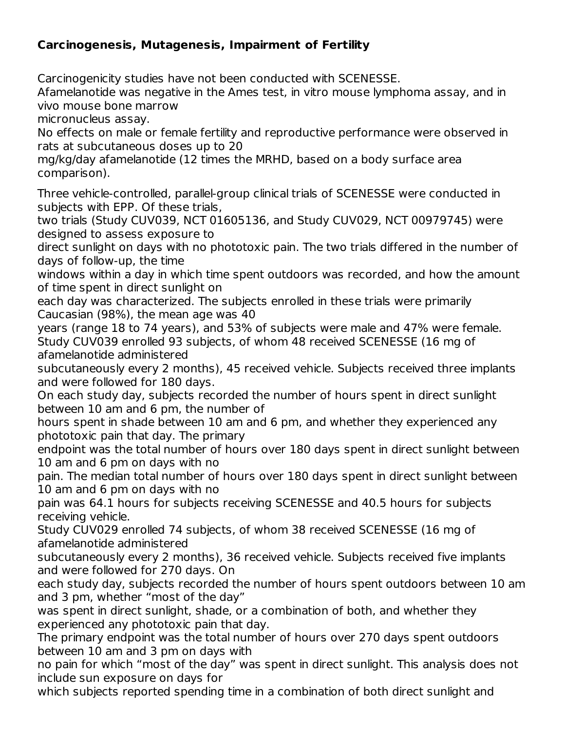**Carcinogenesis, Mutagenesis, Impairment of Fertility**

Carcinogenicity studies have not been conducted with SCENESSE.
Afamelanotide was negative in the Ames test, in vitro mouse lymphoma assay, and in vivo mouse bone marrow micronucleus assay.
No effects on male or female fertility and reproductive performance were observed in rats at subcutaneous doses up to 20 mg/kg/day afamelanotide (12 times the MRHD, based on a body surface area comparison).

Three vehicle-controlled, parallel-group clinical trials of SCENESSE were conducted in subjects with EPP. Of these trials, two trials (Study CUV039, NCT 01605136, and Study CUV029, NCT 00979745) were designed to assess exposure to direct sunlight on days with no phototoxic pain. The two trials differed in the number of days of follow-up, the time windows within a day in which time spent outdoors was recorded, and how the amount of time spent in direct sunlight on each day was characterized. The subjects enrolled in these trials were primarily Caucasian (98%), the mean age was 40 years (range 18 to 74 years), and 53% of subjects were male and 47% were female.
Study CUV039 enrolled 93 subjects, of whom 48 received SCENESSE (16 mg of afamelanotide administered subcutaneously every 2 months), 45 received vehicle. Subjects received three implants and were followed for 180 days.
On each study day, subjects recorded the number of hours spent in direct sunlight between 10 am and 6 pm, the number of hours spent in shade between 10 am and 6 pm, and whether they experienced any phototoxic pain that day. The primary endpoint was the total number of hours over 180 days spent in direct sunlight between 10 am and 6 pm on days with no pain. The median total number of hours over 180 days spent in direct sunlight between 10 am and 6 pm on days with no pain was 64.1 hours for subjects receiving SCENESSE and 40.5 hours for subjects receiving vehicle.
Study CUV029 enrolled 74 subjects, of whom 38 received SCENESSE (16 mg of afamelanotide administered subcutaneously every 2 months), 36 received vehicle. Subjects received five implants and were followed for 270 days. On each study day, subjects recorded the number of hours spent outdoors between 10 am and 3 pm, whether "most of the day" was spent in direct sunlight, shade, or a combination of both, and whether they experienced any phototoxic pain that day.
The primary endpoint was the total number of hours over 270 days spent outdoors between 10 am and 3 pm on days with no pain for which "most of the day" was spent in direct sunlight. This analysis does not include sun exposure on days for which subjects reported spending time in a combination of both direct sunlight and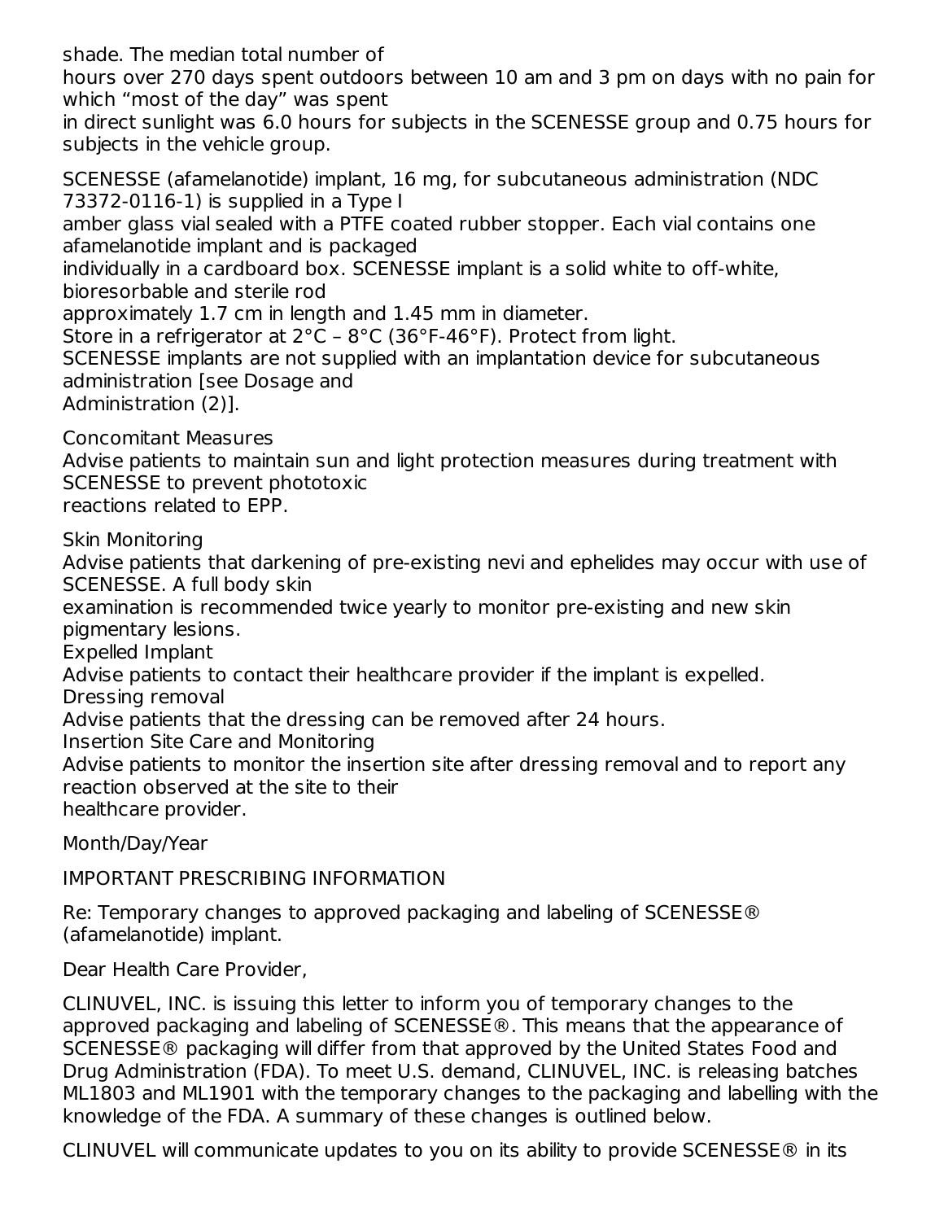shade. The median total number of hours over 270 days spent outdoors between 10 am and 3 pm on days with no pain for which "most of the day" was spent in direct sunlight was 6.0 hours for subjects in the SCENESSE group and 0.75 hours for subjects in the vehicle group.

SCENESSE (afamelanotide) implant, 16 mg, for subcutaneous administration (NDC 73372-0116-1) is supplied in a Type I amber glass vial sealed with a PTFE coated rubber stopper. Each vial contains one afamelanotide implant and is packaged individually in a cardboard box. SCENESSE implant is a solid white to off-white, bioresorbable and sterile rod approximately 1.7 cm in length and 1.45 mm in diameter.
Store in a refrigerator at 2°C – 8°C (36°F-46°F). Protect from light.
SCENESSE implants are not supplied with an implantation device for subcutaneous administration [see Dosage and Administration (2)].

Concomitant Measures
Advise patients to maintain sun and light protection measures during treatment with SCENESSE to prevent phototoxic reactions related to EPP.

Skin Monitoring
Advise patients that darkening of pre-existing nevi and ephelides may occur with use of SCENESSE. A full body skin examination is recommended twice yearly to monitor pre-existing and new skin pigmentary lesions.
Expelled Implant
Advise patients to contact their healthcare provider if the implant is expelled.
Dressing removal
Advise patients that the dressing can be removed after 24 hours.
Insertion Site Care and Monitoring
Advise patients to monitor the insertion site after dressing removal and to report any reaction observed at the site to their healthcare provider.

Month/Day/Year

IMPORTANT PRESCRIBING INFORMATION

Re: Temporary changes to approved packaging and labeling of SCENESSE® (afamelanotide) implant.

Dear Health Care Provider,

CLINUVEL, INC. is issuing this letter to inform you of temporary changes to the approved packaging and labeling of SCENESSE®. This means that the appearance of SCENESSE® packaging will differ from that approved by the United States Food and Drug Administration (FDA). To meet U.S. demand, CLINUVEL, INC. is releasing batches ML1803 and ML1901 with the temporary changes to the packaging and labelling with the knowledge of the FDA. A summary of these changes is outlined below.

CLINUVEL will communicate updates to you on its ability to provide SCENESSE® in its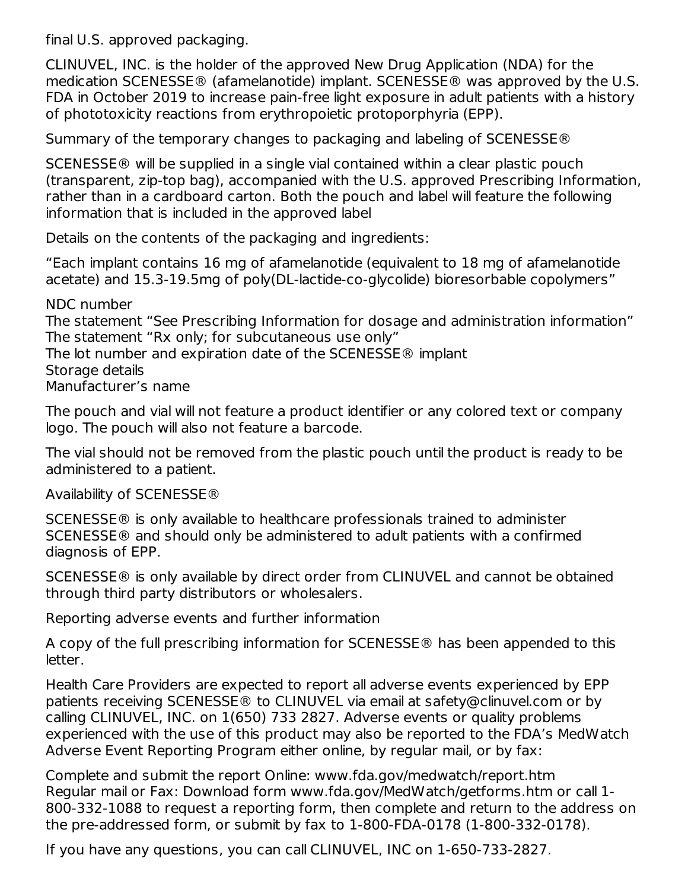final U.S. approved packaging.

CLINUVEL, INC. is the holder of the approved New Drug Application (NDA) for the medication SCENESSE® (afamelanotide) implant. SCENESSE® was approved by the U.S. FDA in October 2019 to increase pain-free light exposure in adult patients with a history of phototoxicity reactions from erythropoietic protoporphyria (EPP).

Summary of the temporary changes to packaging and labeling of SCENESSE®

SCENESSE® will be supplied in a single vial contained within a clear plastic pouch (transparent, zip-top bag), accompanied with the U.S. approved Prescribing Information, rather than in a cardboard carton. Both the pouch and label will feature the following information that is included in the approved label

Details on the contents of the packaging and ingredients:

"Each implant contains 16 mg of afamelanotide (equivalent to 18 mg of afamelanotide acetate) and 15.3-19.5mg of poly(DL-lactide-co-glycolide) bioresorbable copolymers"

NDC number
The statement "See Prescribing Information for dosage and administration information"
The statement "Rx only; for subcutaneous use only"
The lot number and expiration date of the SCENESSE® implant
Storage details
Manufacturer's name

The pouch and vial will not feature a product identifier or any colored text or company logo. The pouch will also not feature a barcode.

The vial should not be removed from the plastic pouch until the product is ready to be administered to a patient.

Availability of SCENESSE®

SCENESSE® is only available to healthcare professionals trained to administer SCENESSE® and should only be administered to adult patients with a confirmed diagnosis of EPP.

SCENESSE® is only available by direct order from CLINUVEL and cannot be obtained through third party distributors or wholesalers.

Reporting adverse events and further information

A copy of the full prescribing information for SCENESSE® has been appended to this letter.

Health Care Providers are expected to report all adverse events experienced by EPP patients receiving SCENESSE® to CLINUVEL via email at safety@clinuvel.com or by calling CLINUVEL, INC. on 1(650) 733 2827. Adverse events or quality problems experienced with the use of this product may also be reported to the FDA's MedWatch Adverse Event Reporting Program either online, by regular mail, or by fax:

Complete and submit the report Online: www.fda.gov/medwatch/report.htm
Regular mail or Fax: Download form www.fda.gov/MedWatch/getforms.htm or call 1-800-332-1088 to request a reporting form, then complete and return to the address on the pre-addressed form, or submit by fax to 1-800-FDA-0178 (1-800-332-0178).

If you have any questions, you can call CLINUVEL, INC on 1-650-733-2827.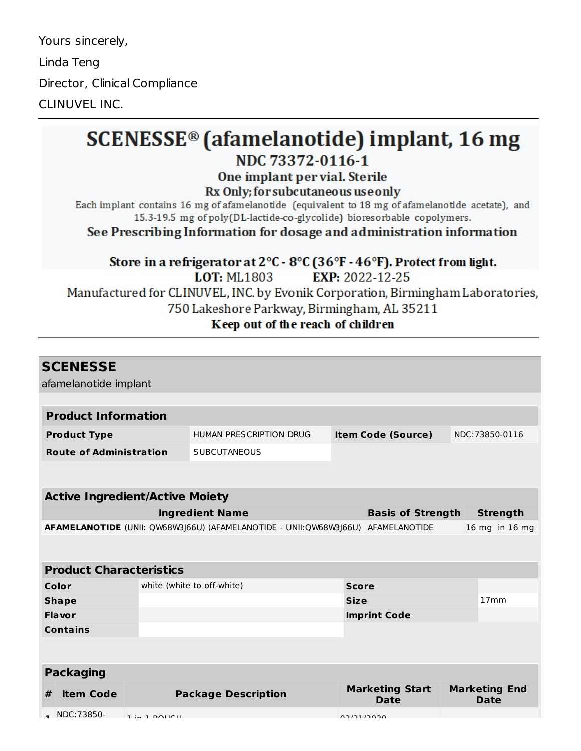Yours sincerely,

Linda Teng

Director, Clinical Compliance

CLINUVEL INC.

---

# SCENESSE® (afamelanotide) implant, 16 mg

**NDC 73372-0116-1**

**One implant per vial. Sterile**

**Rx Only; for subcutaneous use only**

Each implant contains 16 mg of afamelanotide (equivalent to 18 mg of afamelanotide acetate), and 15.3-19.5 mg of poly(DL-lactide-co-glycolide) bioresorbable copolymers.

**See Prescribing Information for dosage and administration information**

**Store in a refrigerator at 2°C - 8°C (36°F - 46°F). Protect from light.**

**LOT:** ML1803 **EXP:** 2022-12-25

Manufactured for CLINUVEL, INC. by Evonik Corporation, Birmingham Laboratories, 750 Lakeshore Parkway, Birmingham, AL 35211

**Keep out of the reach of children**

---

## SCENESSE

afamelanotide implant

| **Product Information** | | | |
|---|---|---|---|
| **Product Type** | HUMAN PRESCRIPTION DRUG | **Item Code (Source)** | NDC:73850-0116 |
| **Route of Administration** | SUBCUTANEOUS | | |

| **Active Ingredient/Active Moiety** | | |
|---|---|---|
| **Ingredient Name** | **Basis of Strength** | **Strength** |
| **AFAMELANOTIDE** (UNII: QW68W3J66U) (AFAMELANOTIDE - UNII:QW68W3J66U) | AFAMELANOTIDE | 16 mg in 16 mg |

| **Product Characteristics** | | | |
|---|---|---|---|
| **Color** | white (white to off-white) | **Score** | |
| **Shape** | | **Size** | 17mm |
| **Flavor** | | **Imprint Code** | |
| **Contains** | | | |

| **Packaging** | | | | |
|---|---|---|---|---|
| **#** | **Item Code** | **Package Description** | **Marketing Start Date** | **Marketing End Date** |
| 1 | NDC:73850- | 1 in 1 POUCH | 02/21/2020 | |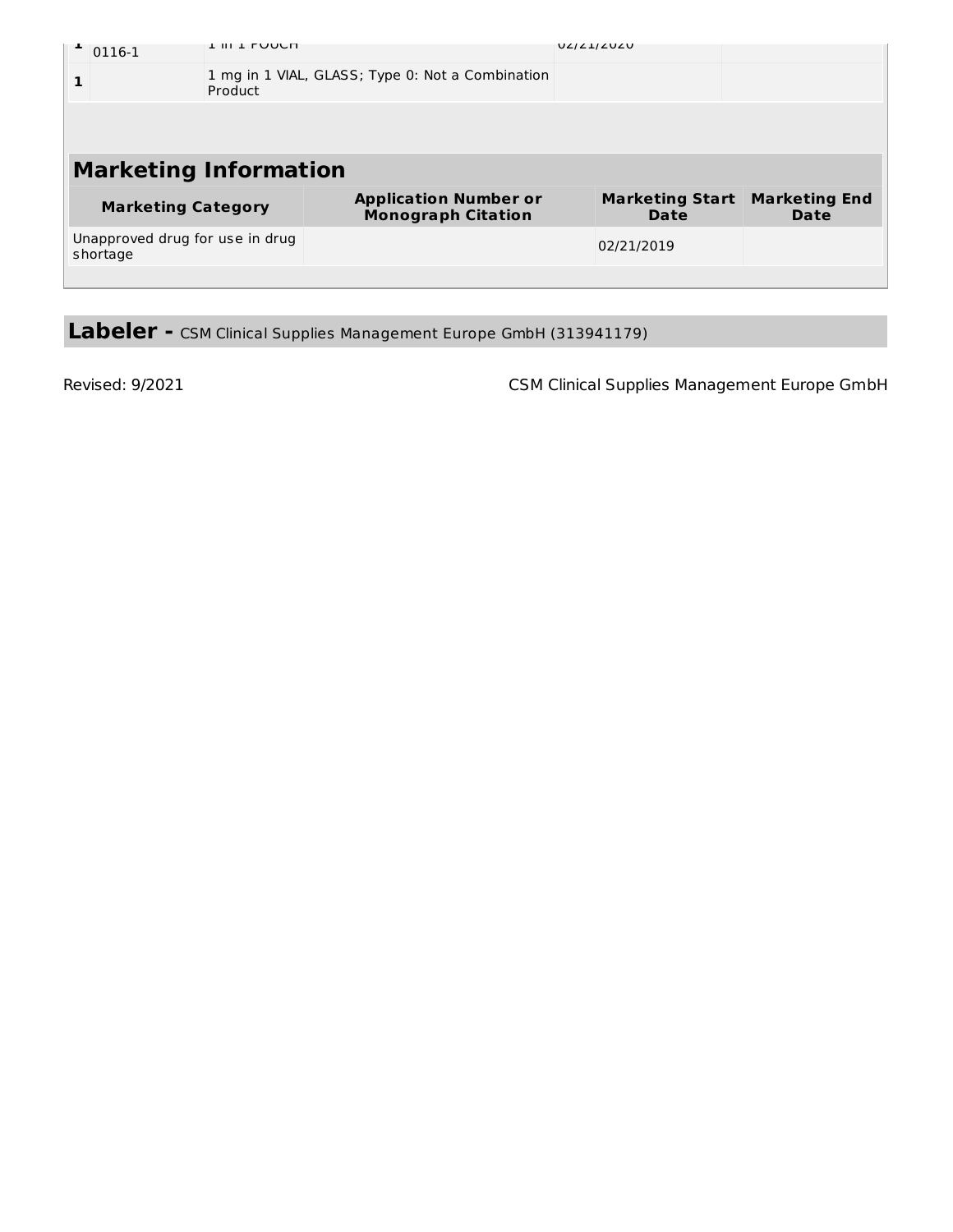| | | | | |
|---|---|---|---|---|
| 1 | 0116-1 | 1 in 1 POUCH | 02/21/2020 | |
| 1 | | 1 mg in 1 VIAL, GLASS; Type 0: Not a Combination Product | | |

## Marketing Information

| Marketing Category | Application Number or Monograph Citation | Marketing Start Date | Marketing End Date |
|---|---|---|---|
| Unapproved drug for use in drug shortage | | 02/21/2019 | |

## Labeler - CSM Clinical Supplies Management Europe GmbH (313941179)

Revised: 9/2021

CSM Clinical Supplies Management Europe GmbH